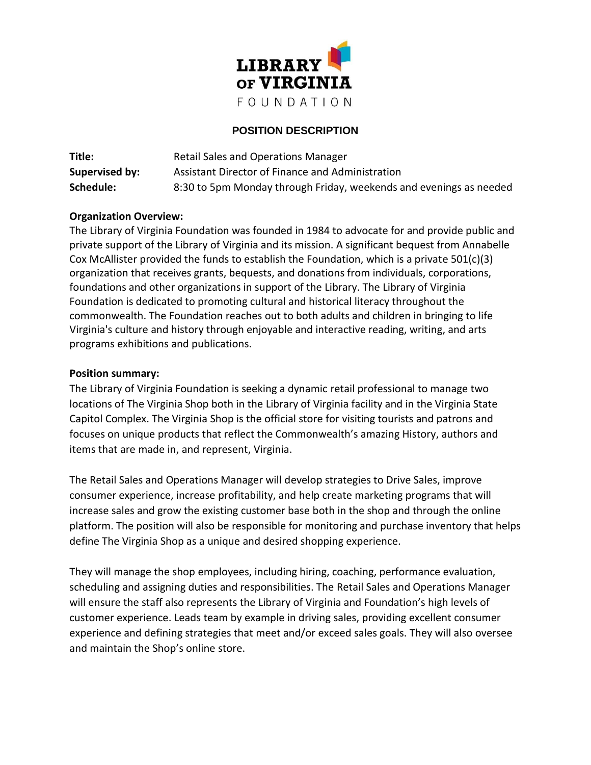LIBRARY OF VIRGINIA FOUNDATION

## POSITION DESCRIPTION

**Title:** Retail Sales and Operations Manager
**Supervised by:** Assistant Director of Finance and Administration
**Schedule:** 8:30 to 5pm Monday through Friday, weekends and evenings as needed

**Organization Overview:**
The Library of Virginia Foundation was founded in 1984 to advocate for and provide public and private support of the Library of Virginia and its mission. A significant bequest from Annabelle Cox McAllister provided the funds to establish the Foundation, which is a private 501(c)(3) organization that receives grants, bequests, and donations from individuals, corporations, foundations and other organizations in support of the Library. The Library of Virginia Foundation is dedicated to promoting cultural and historical literacy throughout the commonwealth. The Foundation reaches out to both adults and children in bringing to life Virginia's culture and history through enjoyable and interactive reading, writing, and arts programs exhibitions and publications.

**Position summary:**
The Library of Virginia Foundation is seeking a dynamic retail professional to manage two locations of The Virginia Shop both in the Library of Virginia facility and in the Virginia State Capitol Complex. The Virginia Shop is the official store for visiting tourists and patrons and focuses on unique products that reflect the Commonwealth's amazing History, authors and items that are made in, and represent, Virginia.

The Retail Sales and Operations Manager will develop strategies to Drive Sales, improve consumer experience, increase profitability, and help create marketing programs that will increase sales and grow the existing customer base both in the shop and through the online platform. The position will also be responsible for monitoring and purchase inventory that helps define The Virginia Shop as a unique and desired shopping experience.

They will manage the shop employees, including hiring, coaching, performance evaluation, scheduling and assigning duties and responsibilities. The Retail Sales and Operations Manager will ensure the staff also represents the Library of Virginia and Foundation's high levels of customer experience. Leads team by example in driving sales, providing excellent consumer experience and defining strategies that meet and/or exceed sales goals. They will also oversee and maintain the Shop's online store.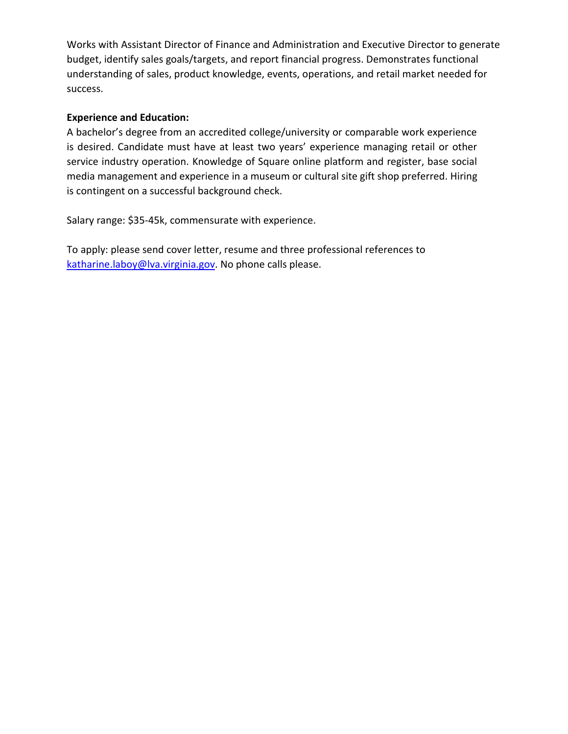Works with Assistant Director of Finance and Administration and Executive Director to generate budget, identify sales goals/targets, and report financial progress. Demonstrates functional understanding of sales, product knowledge, events, operations, and retail market needed for success.

**Experience and Education:**
A bachelor's degree from an accredited college/university or comparable work experience is desired. Candidate must have at least two years' experience managing retail or other service industry operation. Knowledge of Square online platform and register, base social media management and experience in a museum or cultural site gift shop preferred. Hiring is contingent on a successful background check.

Salary range: $35-45k, commensurate with experience.

To apply: please send cover letter, resume and three professional references to katharine.laboy@lva.virginia.gov. No phone calls please.